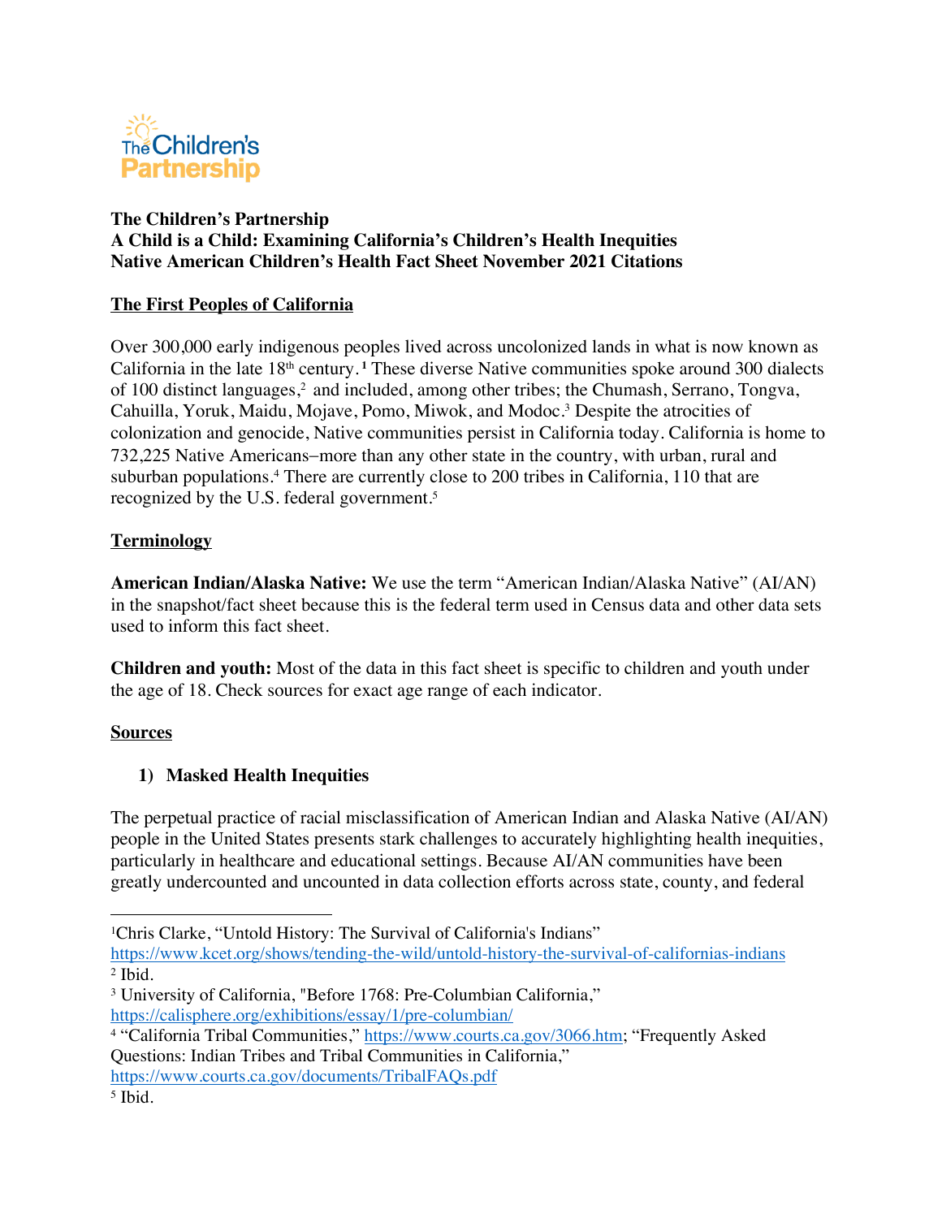**The Children's Partnership**
**A Child is a Child: Examining California's Children's Health Inequities**
**Native American Children's Health Fact Sheet November 2021 Citations**

## The First Peoples of California

Over 300,000 early indigenous peoples lived across uncolonized lands in what is now known as California in the late 18th century.[1] These diverse Native communities spoke around 300 dialects of 100 distinct languages,[2] and included, among other tribes; the Chumash, Serrano, Tongva, Cahuilla, Yoruk, Maidu, Mojave, Pomo, Miwok, and Modoc.[3] Despite the atrocities of colonization and genocide, Native communities persist in California today. California is home to 732,225 Native Americans–more than any other state in the country, with urban, rural and suburban populations.[4] There are currently close to 200 tribes in California, 110 that are recognized by the U.S. federal government.[5]

## Terminology

**American Indian/Alaska Native:** We use the term "American Indian/Alaska Native" (AI/AN) in the snapshot/fact sheet because this is the federal term used in Census data and other data sets used to inform this fact sheet.

**Children and youth:** Most of the data in this fact sheet is specific to children and youth under the age of 18. Check sources for exact age range of each indicator.

## Sources

### 1) Masked Health Inequities

The perpetual practice of racial misclassification of American Indian and Alaska Native (AI/AN) people in the United States presents stark challenges to accurately highlighting health inequities, particularly in healthcare and educational settings. Because AI/AN communities have been greatly undercounted and uncounted in data collection efforts across state, county, and federal

---

[1] Chris Clarke, "Untold History: The Survival of California's Indians" https://www.kcet.org/shows/tending-the-wild/untold-history-the-survival-of-californias-indians

[2] Ibid.

[3] University of California, "Before 1768: Pre-Columbian California," https://calisphere.org/exhibitions/essay/1/pre-columbian/

[4] "California Tribal Communities," https://www.courts.ca.gov/3066.htm; "Frequently Asked Questions: Indian Tribes and Tribal Communities in California," https://www.courts.ca.gov/documents/TribalFAQs.pdf

[5] Ibid.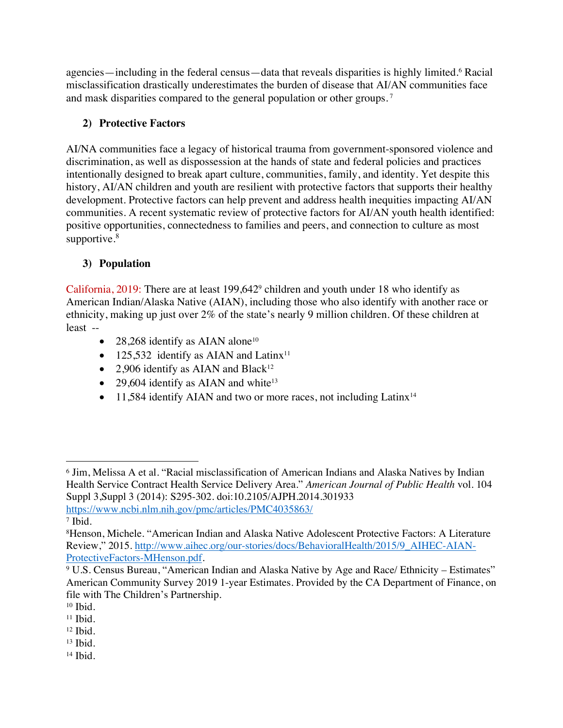agencies—including in the federal census—data that reveals disparities is highly limited.[6] Racial misclassification drastically underestimates the burden of disease that AI/AN communities face and mask disparities compared to the general population or other groups.[7]

**2) Protective Factors**

AI/NA communities face a legacy of historical trauma from government-sponsored violence and discrimination, as well as dispossession at the hands of state and federal policies and practices intentionally designed to break apart culture, communities, family, and identity. Yet despite this history, AI/AN children and youth are resilient with protective factors that supports their healthy development. Protective factors can help prevent and address health inequities impacting AI/AN communities. A recent systematic review of protective factors for AI/AN youth health identified: positive opportunities, connectedness to families and peers, and connection to culture as most supportive.[8]

**3) Population**

California, 2019: There are at least 199,642[9] children and youth under 18 who identify as American Indian/Alaska Native (AIAN), including those who also identify with another race or ethnicity, making up just over 2% of the state's nearly 9 million children. Of these children at least --

- 28,268 identify as AIAN alone[10]
- 125,532 identify as AIAN and Latinx[11]
- 2,906 identify as AIAN and Black[12]
- 29,604 identify as AIAN and white[13]
- 11,584 identify AIAN and two or more races, not including Latinx[14]

---

[6] Jim, Melissa A et al. "Racial misclassification of American Indians and Alaska Natives by Indian Health Service Contract Health Service Delivery Area." *American Journal of Public Health* vol. 104 Suppl 3,Suppl 3 (2014): S295-302. doi:10.2105/AJPH.2014.301933 https://www.ncbi.nlm.nih.gov/pmc/articles/PMC4035863/

[7] Ibid.

[8] Henson, Michele. "American Indian and Alaska Native Adolescent Protective Factors: A Literature Review," 2015. http://www.aihec.org/our-stories/docs/BehavioralHealth/2015/9_AIHEC-AIAN-ProtectiveFactors-MHenson.pdf.

[9] U.S. Census Bureau, "American Indian and Alaska Native by Age and Race/ Ethnicity – Estimates" American Community Survey 2019 1-year Estimates. Provided by the CA Department of Finance, on file with The Children's Partnership.

[10] Ibid.

[11] Ibid.

[12] Ibid.

[13] Ibid.

[14] Ibid.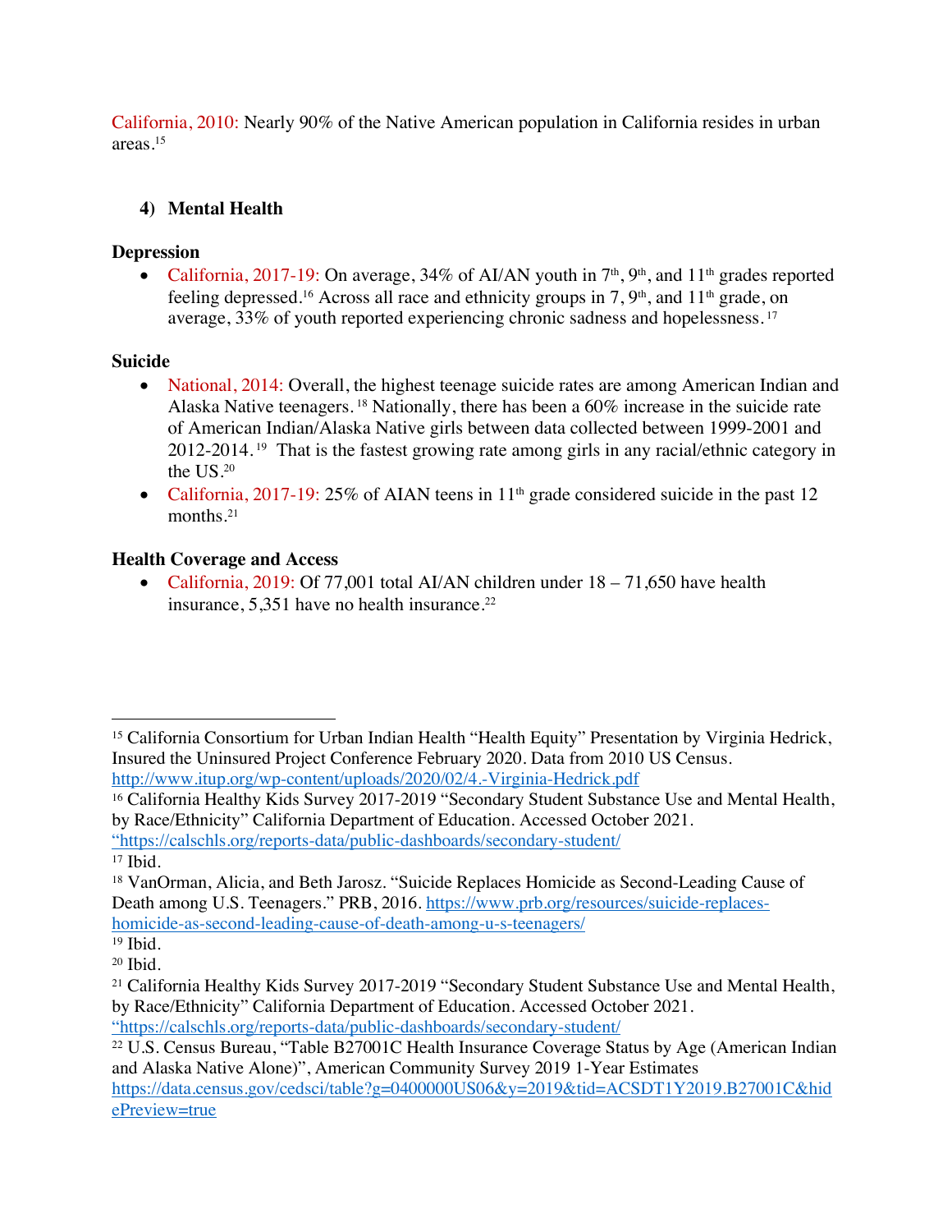California, 2010: Nearly 90% of the Native American population in California resides in urban areas.[15]

4) **Mental Health**

**Depression**

- California, 2017-19: On average, 34% of AI/AN youth in 7th, 9th, and 11th grades reported feeling depressed.[16] Across all race and ethnicity groups in 7, 9th, and 11th grade, on average, 33% of youth reported experiencing chronic sadness and hopelessness.[17]

**Suicide**

- National, 2014: Overall, the highest teenage suicide rates are among American Indian and Alaska Native teenagers.[18] Nationally, there has been a 60% increase in the suicide rate of American Indian/Alaska Native girls between data collected between 1999-2001 and 2012-2014.[19] That is the fastest growing rate among girls in any racial/ethnic category in the US.[20]
- California, 2017-19: 25% of AIAN teens in 11th grade considered suicide in the past 12 months.[21]

**Health Coverage and Access**

- California, 2019: Of 77,001 total AI/AN children under 18 – 71,650 have health insurance, 5,351 have no health insurance.[22]

---

[15] California Consortium for Urban Indian Health "Health Equity" Presentation by Virginia Hedrick, Insured the Uninsured Project Conference February 2020. Data from 2010 US Census. http://www.itup.org/wp-content/uploads/2020/02/4.-Virginia-Hedrick.pdf

[16] California Healthy Kids Survey 2017-2019 "Secondary Student Substance Use and Mental Health, by Race/Ethnicity" California Department of Education. Accessed October 2021. "https://calschls.org/reports-data/public-dashboards/secondary-student/

[17] Ibid.

[18] VanOrman, Alicia, and Beth Jarosz. "Suicide Replaces Homicide as Second-Leading Cause of Death among U.S. Teenagers." PRB, 2016. https://www.prb.org/resources/suicide-replaces-homicide-as-second-leading-cause-of-death-among-u-s-teenagers/

[19] Ibid.

[20] Ibid.

[21] California Healthy Kids Survey 2017-2019 "Secondary Student Substance Use and Mental Health, by Race/Ethnicity" California Department of Education. Accessed October 2021. "https://calschls.org/reports-data/public-dashboards/secondary-student/

[22] U.S. Census Bureau, "Table B27001C Health Insurance Coverage Status by Age (American Indian and Alaska Native Alone)", American Community Survey 2019 1-Year Estimates https://data.census.gov/cedsci/table?g=0400000US06&y=2019&tid=ACSDT1Y2019.B27001C&hidePreview=true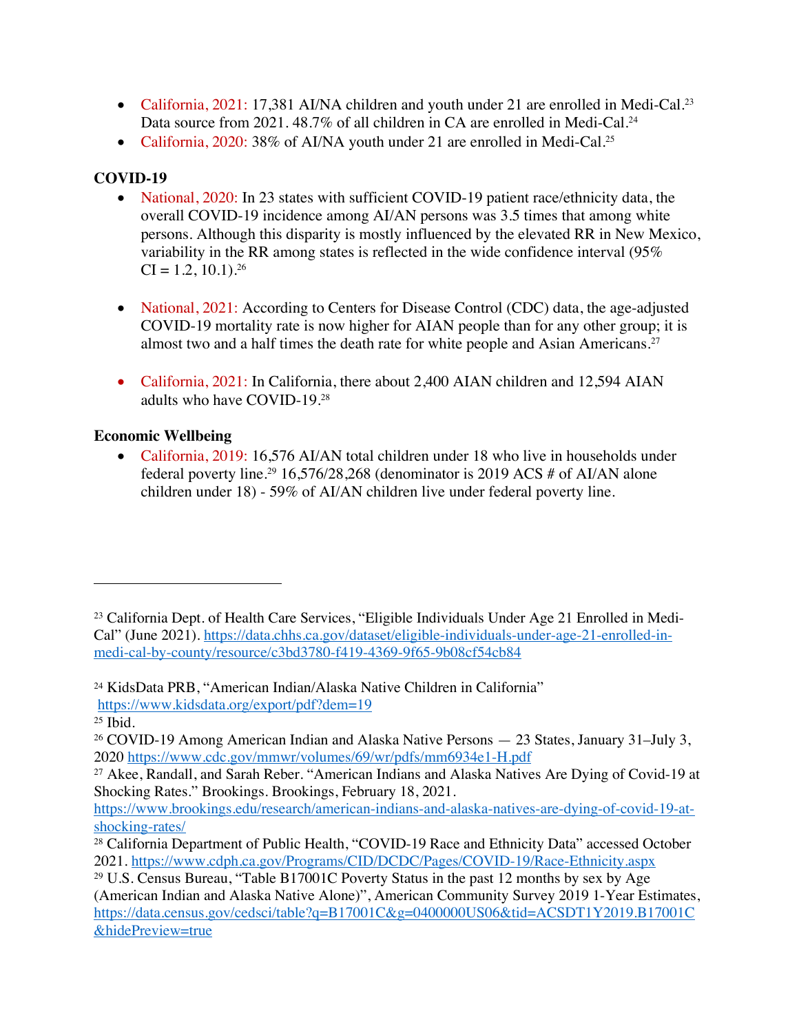- California, 2021: 17,381 AI/NA children and youth under 21 are enrolled in Medi-Cal.[23] Data source from 2021. 48.7% of all children in CA are enrolled in Medi-Cal.[24]
- California, 2020: 38% of AI/NA youth under 21 are enrolled in Medi-Cal.[25]

**COVID-19**

- National, 2020: In 23 states with sufficient COVID-19 patient race/ethnicity data, the overall COVID-19 incidence among AI/AN persons was 3.5 times that among white persons. Although this disparity is mostly influenced by the elevated RR in New Mexico, variability in the RR among states is reflected in the wide confidence interval (95% CI = 1.2, 10.1).[26]

- National, 2021: According to Centers for Disease Control (CDC) data, the age-adjusted COVID-19 mortality rate is now higher for AIAN people than for any other group; it is almost two and a half times the death rate for white people and Asian Americans.[27]

- California, 2021: In California, there about 2,400 AIAN children and 12,594 AIAN adults who have COVID-19.[28]

**Economic Wellbeing**

- California, 2019: 16,576 AI/AN total children under 18 who live in households under federal poverty line.[29] 16,576/28,268 (denominator is 2019 ACS # of AI/AN alone children under 18) - 59% of AI/AN children live under federal poverty line.

---

[23] California Dept. of Health Care Services, "Eligible Individuals Under Age 21 Enrolled in Medi-Cal" (June 2021). https://data.chhs.ca.gov/dataset/eligible-individuals-under-age-21-enrolled-in-medi-cal-by-county/resource/c3bd3780-f419-4369-9f65-9b08cf54cb84

[24] KidsData PRB, "American Indian/Alaska Native Children in California" https://www.kidsdata.org/export/pdf?dem=19

[25] Ibid.

[26] COVID-19 Among American Indian and Alaska Native Persons — 23 States, January 31–July 3, 2020 https://www.cdc.gov/mmwr/volumes/69/wr/pdfs/mm6934e1-H.pdf

[27] Akee, Randall, and Sarah Reber. "American Indians and Alaska Natives Are Dying of Covid-19 at Shocking Rates." Brookings. Brookings, February 18, 2021. https://www.brookings.edu/research/american-indians-and-alaska-natives-are-dying-of-covid-19-at-shocking-rates/

[28] California Department of Public Health, "COVID-19 Race and Ethnicity Data" accessed October 2021. https://www.cdph.ca.gov/Programs/CID/DCDC/Pages/COVID-19/Race-Ethnicity.aspx

[29] U.S. Census Bureau, "Table B17001C Poverty Status in the past 12 months by sex by Age (American Indian and Alaska Native Alone)", American Community Survey 2019 1-Year Estimates, https://data.census.gov/cedsci/table?q=B17001C&g=0400000US06&tid=ACSDT1Y2019.B17001C&hidePreview=true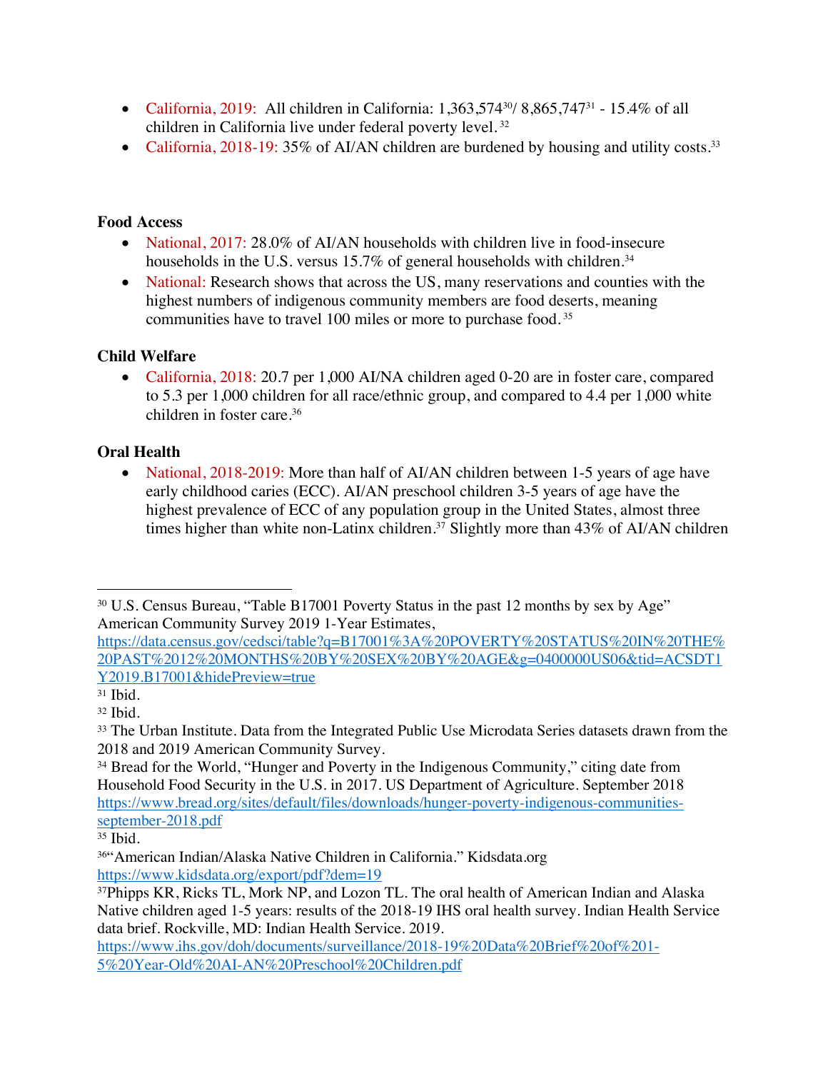- California, 2019: All children in California: 1,363,574[30]/ 8,865,747[31] - 15.4% of all children in California live under federal poverty level.[32]
- California, 2018-19: 35% of AI/AN children are burdened by housing and utility costs.[33]

**Food Access**

- National, 2017: 28.0% of AI/AN households with children live in food-insecure households in the U.S. versus 15.7% of general households with children.[34]
- National: Research shows that across the US, many reservations and counties with the highest numbers of indigenous community members are food deserts, meaning communities have to travel 100 miles or more to purchase food.[35]

**Child Welfare**

- California, 2018: 20.7 per 1,000 AI/NA children aged 0-20 are in foster care, compared to 5.3 per 1,000 children for all race/ethnic group, and compared to 4.4 per 1,000 white children in foster care.[36]

**Oral Health**

- National, 2018-2019: More than half of AI/AN children between 1-5 years of age have early childhood caries (ECC). AI/AN preschool children 3-5 years of age have the highest prevalence of ECC of any population group in the United States, almost three times higher than white non-Latinx children.[37] Slightly more than 43% of AI/AN children

---

[30] U.S. Census Bureau, "Table B17001 Poverty Status in the past 12 months by sex by Age" American Community Survey 2019 1-Year Estimates, https://data.census.gov/cedsci/table?q=B17001%3A%20POVERTY%20STATUS%20IN%20THE%20PAST%2012%20MONTHS%20BY%20SEX%20BY%20AGE&g=0400000US06&tid=ACSDT1Y2019.B17001&hidePreview=true

[31] Ibid.

[32] Ibid.

[33] The Urban Institute. Data from the Integrated Public Use Microdata Series datasets drawn from the 2018 and 2019 American Community Survey.

[34] Bread for the World, "Hunger and Poverty in the Indigenous Community," citing date from Household Food Security in the U.S. in 2017. US Department of Agriculture. September 2018 https://www.bread.org/sites/default/files/downloads/hunger-poverty-indigenous-communities-september-2018.pdf

[35] Ibid.

[36] "American Indian/Alaska Native Children in California." Kidsdata.org https://www.kidsdata.org/export/pdf?dem=19

[37] Phipps KR, Ricks TL, Mork NP, and Lozon TL. The oral health of American Indian and Alaska Native children aged 1-5 years: results of the 2018-19 IHS oral health survey. Indian Health Service data brief. Rockville, MD: Indian Health Service. 2019. https://www.ihs.gov/doh/documents/surveillance/2018-19%20Data%20Brief%20of%201-5%20Year-Old%20AI-AN%20Preschool%20Children.pdf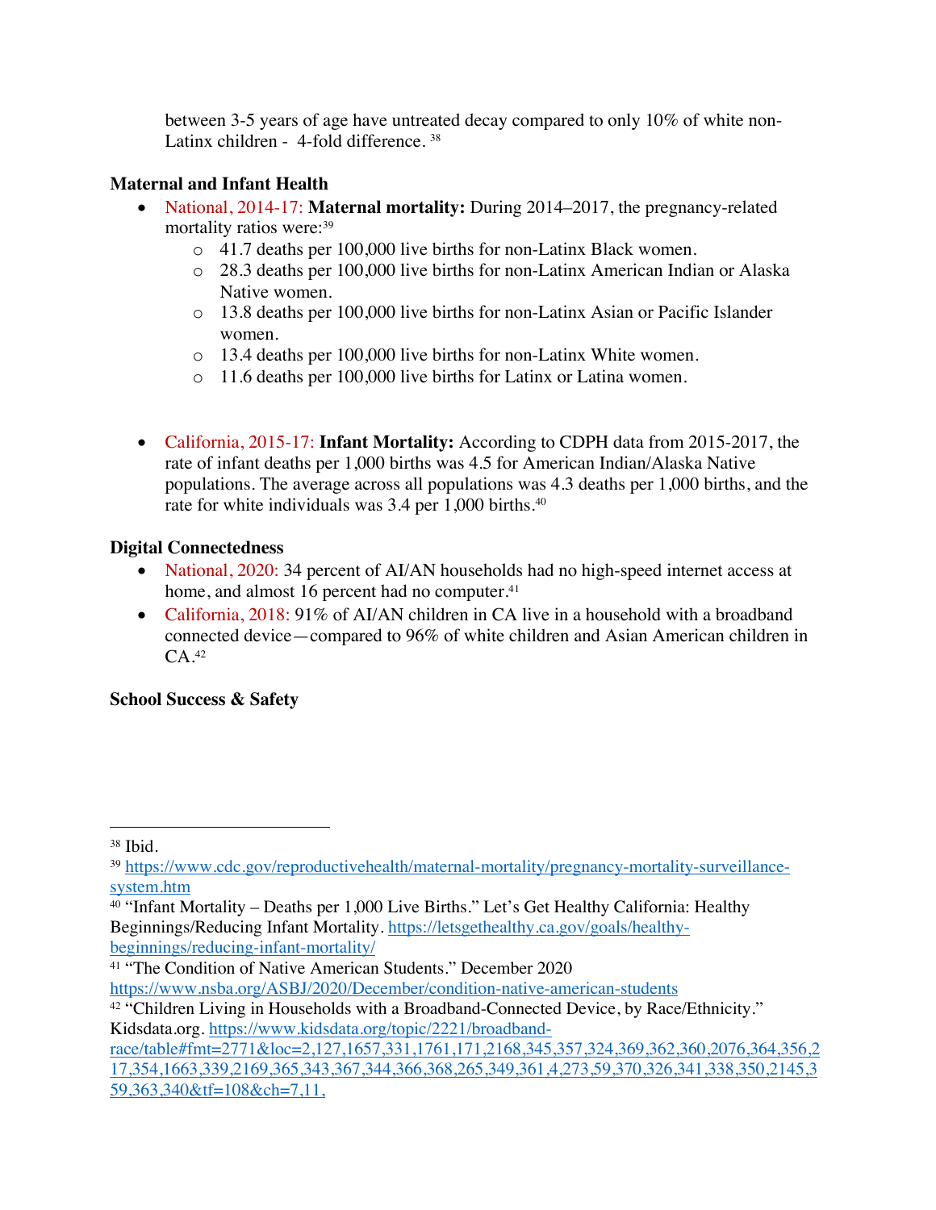between 3-5 years of age have untreated decay compared to only 10% of white non-Latinx children - 4-fold difference. [38]

**Maternal and Infant Health**

- National, 2014-17: **Maternal mortality:** During 2014–2017, the pregnancy-related mortality ratios were:[39]
    - 41.7 deaths per 100,000 live births for non-Latinx Black women.
    - 28.3 deaths per 100,000 live births for non-Latinx American Indian or Alaska Native women.
    - 13.8 deaths per 100,000 live births for non-Latinx Asian or Pacific Islander women.
    - 13.4 deaths per 100,000 live births for non-Latinx White women.
    - 11.6 deaths per 100,000 live births for Latinx or Latina women.

- California, 2015-17: **Infant Mortality:** According to CDPH data from 2015-2017, the rate of infant deaths per 1,000 births was 4.5 for American Indian/Alaska Native populations. The average across all populations was 4.3 deaths per 1,000 births, and the rate for white individuals was 3.4 per 1,000 births.[40]

**Digital Connectedness**

- National, 2020: 34 percent of AI/AN households had no high-speed internet access at home, and almost 16 percent had no computer.[41]
- California, 2018: 91% of AI/AN children in CA live in a household with a broadband connected device—compared to 96% of white children and Asian American children in CA.[42]

**School Success & Safety**

---

[38] Ibid.

[39] https://www.cdc.gov/reproductivehealth/maternal-mortality/pregnancy-mortality-surveillance-system.htm

[40] "Infant Mortality – Deaths per 1,000 Live Births." Let's Get Healthy California: Healthy Beginnings/Reducing Infant Mortality. https://letsgethealthy.ca.gov/goals/healthy-beginnings/reducing-infant-mortality/

[41] "The Condition of Native American Students." December 2020 https://www.nsba.org/ASBJ/2020/December/condition-native-american-students

[42] "Children Living in Households with a Broadband-Connected Device, by Race/Ethnicity." Kidsdata.org. https://www.kidsdata.org/topic/2221/broadband-race/table#fmt=2771&loc=2,127,1657,331,1761,171,2168,345,357,324,369,362,360,2076,364,356,217,354,1663,339,2169,365,343,367,344,366,368,265,349,361,4,273,59,370,326,341,338,350,2145,359,363,340&tf=108&ch=7,11,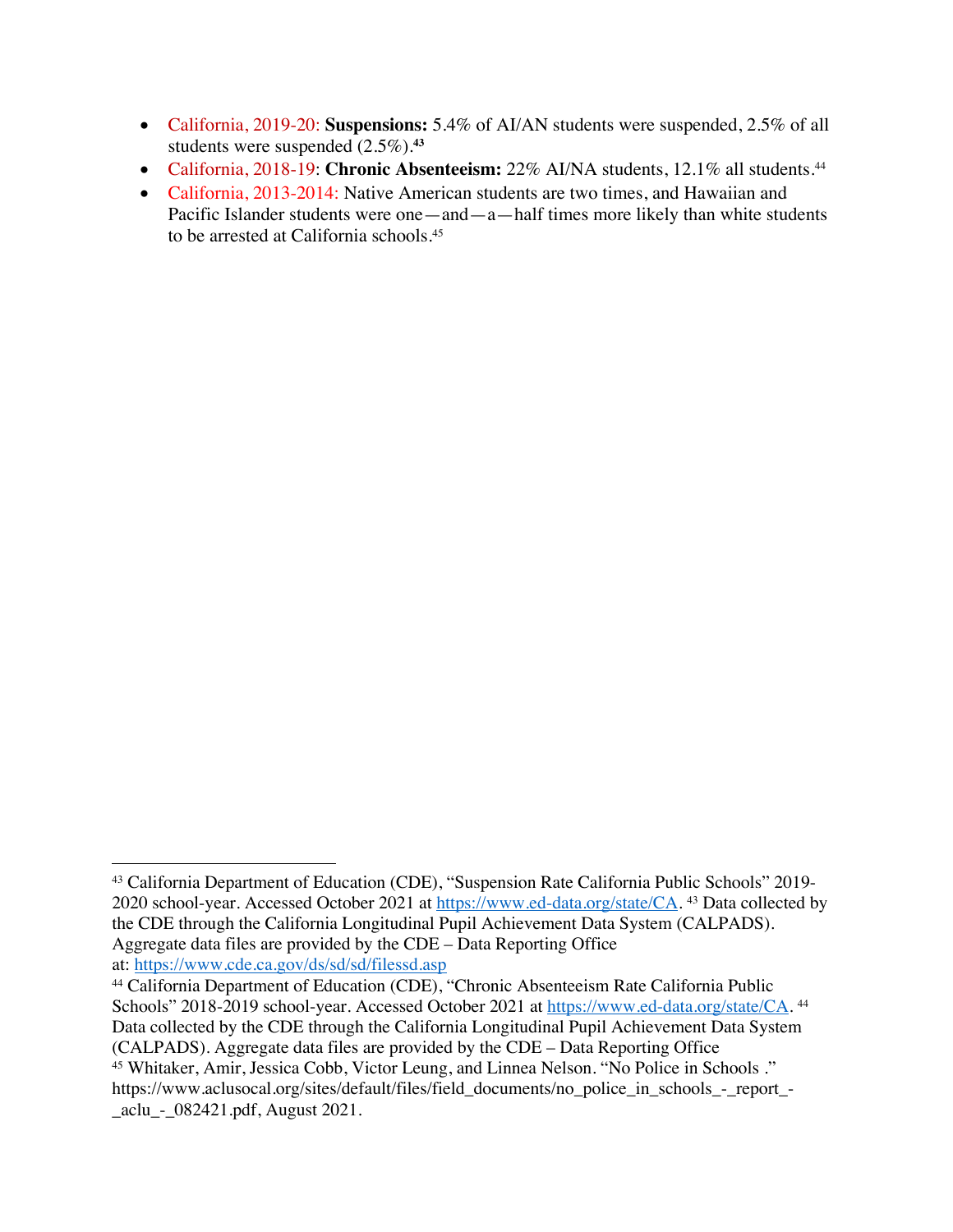- California, 2019-20: **Suspensions:** 5.4% of AI/AN students were suspended, 2.5% of all students were suspended (2.5%).[43]
- California, 2018-19: **Chronic Absenteeism:** 22% AI/NA students, 12.1% all students.[44]
- California, 2013-2014: Native American students are two times, and Hawaiian and Pacific Islander students were one—and—a—half times more likely than white students to be arrested at California schools.[45]

---

[43] California Department of Education (CDE), "Suspension Rate California Public Schools" 2019-2020 school-year. Accessed October 2021 at [https://www.ed-data.org/state/CA](https://www.ed-data.org/state/CA). [43] Data collected by the CDE through the California Longitudinal Pupil Achievement Data System (CALPADS). Aggregate data files are provided by the CDE – Data Reporting Office at: [https://www.cde.ca.gov/ds/sd/sd/filessd.asp](https://www.cde.ca.gov/ds/sd/sd/filessd.asp)

[44] California Department of Education (CDE), "Chronic Absenteeism Rate California Public Schools" 2018-2019 school-year. Accessed October 2021 at [https://www.ed-data.org/state/CA](https://www.ed-data.org/state/CA). [44] Data collected by the CDE through the California Longitudinal Pupil Achievement Data System (CALPADS). Aggregate data files are provided by the CDE – Data Reporting Office

[45] Whitaker, Amir, Jessica Cobb, Victor Leung, and Linnea Nelson. "No Police in Schools ." https://www.aclusocal.org/sites/default/files/field_documents/no_police_in_schools_-_report_-_aclu_-_082421.pdf, August 2021.